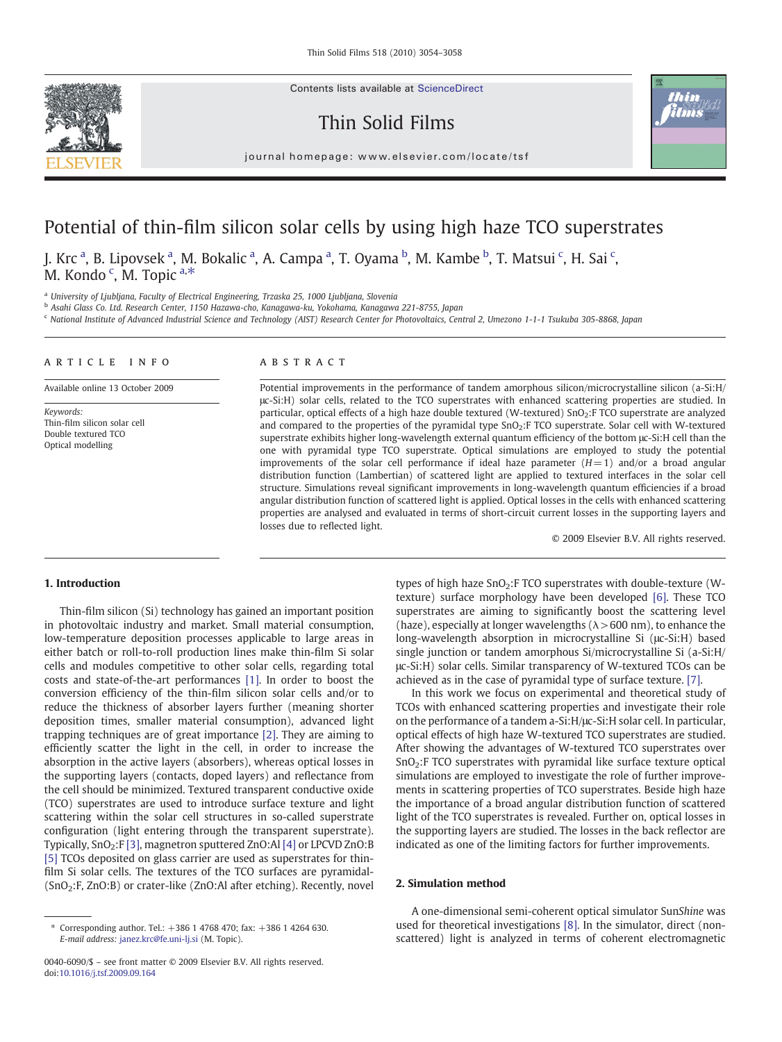# Potential of thin-film silicon solar cells by using high haze TCO superstrates

J. Krc [a], B. Lipovsek [a], M. Bokalic [a], A. Campa [a], T. Oyama [b], M. Kambe [b], T. Matsui [c], H. Sai [c], M. Kondo [c], M. Topic [a,*]

[a] University of Ljubljana, Faculty of Electrical Engineering, Trzaska 25, 1000 Ljubljana, Slovenia

[b] Asahi Glass Co. Ltd. Research Center, 1150 Hazawa-cho, Kanagawa-ku, Yokohama, Kanagawa 221-8755, Japan

[c] National Institute of Advanced Industrial Science and Technology (AIST) Research Center for Photovoltaics, Central 2, Umezono 1-1-1 Tsukuba 305-8868, Japan

## ARTICLE INFO

Available online 13 October 2009

*Keywords:*
Thin-film silicon solar cell
Double textured TCO
Optical modelling

## ABSTRACT

Potential improvements in the performance of tandem amorphous silicon/microcrystalline silicon (a-Si:H/μc-Si:H) solar cells, related to the TCO superstrates with enhanced scattering properties are studied. In particular, optical effects of a high haze double textured (W-textured) $SnO_2$:F TCO superstrate are analyzed and compared to the properties of the pyramidal type $SnO_2$:F TCO superstrate. Solar cell with W-textured superstrate exhibits higher long-wavelength external quantum efficiency of the bottom μc-Si:H cell than the one with pyramidal type TCO superstrate. Optical simulations are employed to study the potential improvements of the solar cell performance if ideal haze parameter ($H = 1$) and/or a broad angular distribution function (Lambertian) of scattered light are applied to textured interfaces in the solar cell structure. Simulations reveal significant improvements in long-wavelength quantum efficiencies if a broad angular distribution function of scattered light is applied. Optical losses in the cells with enhanced scattering properties are analysed and evaluated in terms of short-circuit current losses in the supporting layers and losses due to reflected light.

© 2009 Elsevier B.V. All rights reserved.

## 1. Introduction

Thin-film silicon (Si) technology has gained an important position in photovoltaic industry and market. Small material consumption, low-temperature deposition processes applicable to large areas in either batch or roll-to-roll production lines make thin-film Si solar cells and modules competitive to other solar cells, regarding total costs and state-of-the-art performances [1]. In order to boost the conversion efficiency of the thin-film silicon solar cells and/or to reduce the thickness of absorber layers further (meaning shorter deposition times, smaller material consumption), advanced light trapping techniques are of great importance [2]. They are aiming to efficiently scatter the light in the cell, in order to increase the absorption in the active layers (absorbers), whereas optical losses in the supporting layers (contacts, doped layers) and reflectance from the cell should be minimized. Textured transparent conductive oxide (TCO) superstrates are used to introduce surface texture and light scattering within the solar cell structures in so-called superstrate configuration (light entering through the transparent superstrate). Typically, $SnO_2$:F [3], magnetron sputtered ZnO:Al [4] or LPCVD ZnO:B [5] TCOs deposited on glass carrier are used as superstrates for thin-film Si solar cells. The textures of the TCO surfaces are pyramidal- ($SnO_2$:F, ZnO:B) or crater-like (ZnO:Al after etching). Recently, novel types of high haze $SnO_2$:F TCO superstrates with double-texture (W-texture) surface morphology have been developed [6]. These TCO superstrates are aiming to significantly boost the scattering level (haze), especially at longer wavelengths ($\lambda > 600$ nm), to enhance the long-wavelength absorption in microcrystalline Si (μc-Si:H) based single junction or tandem amorphous Si/microcrystalline Si (a-Si:H/μc-Si:H) solar cells. Similar transparency of W-textured TCOs can be achieved as in the case of pyramidal type of surface texture. [7].

In this work we focus on experimental and theoretical study of TCOs with enhanced scattering properties and investigate their role on the performance of a tandem a-Si:H/μc-Si:H solar cell. In particular, optical effects of high haze W-textured TCO superstrates are studied. After showing the advantages of W-textured TCO superstrates over $SnO_2$:F TCO superstrates with pyramidal like surface texture optical simulations are employed to investigate the role of further improvements in scattering properties of TCO superstrates. Beside high haze the importance of a broad angular distribution function of scattered light of the TCO superstrates is revealed. Further on, optical losses in the supporting layers are studied. The losses in the back reflector are indicated as one of the limiting factors for further improvements.

## 2. Simulation method

A one-dimensional semi-coherent optical simulator Sun*Shine* was used for theoretical investigations [8]. In the simulator, direct (non-scattered) light is analyzed in terms of coherent electromagnetic

* Corresponding author. Tel.: +386 1 4768 470; fax: +386 1 4264 630. *E-mail address:* janez.krc@fe.uni-lj.si (M. Topic).

0040-6090/$ – see front matter © 2009 Elsevier B.V. All rights reserved.
doi:10.1016/j.tsf.2009.09.164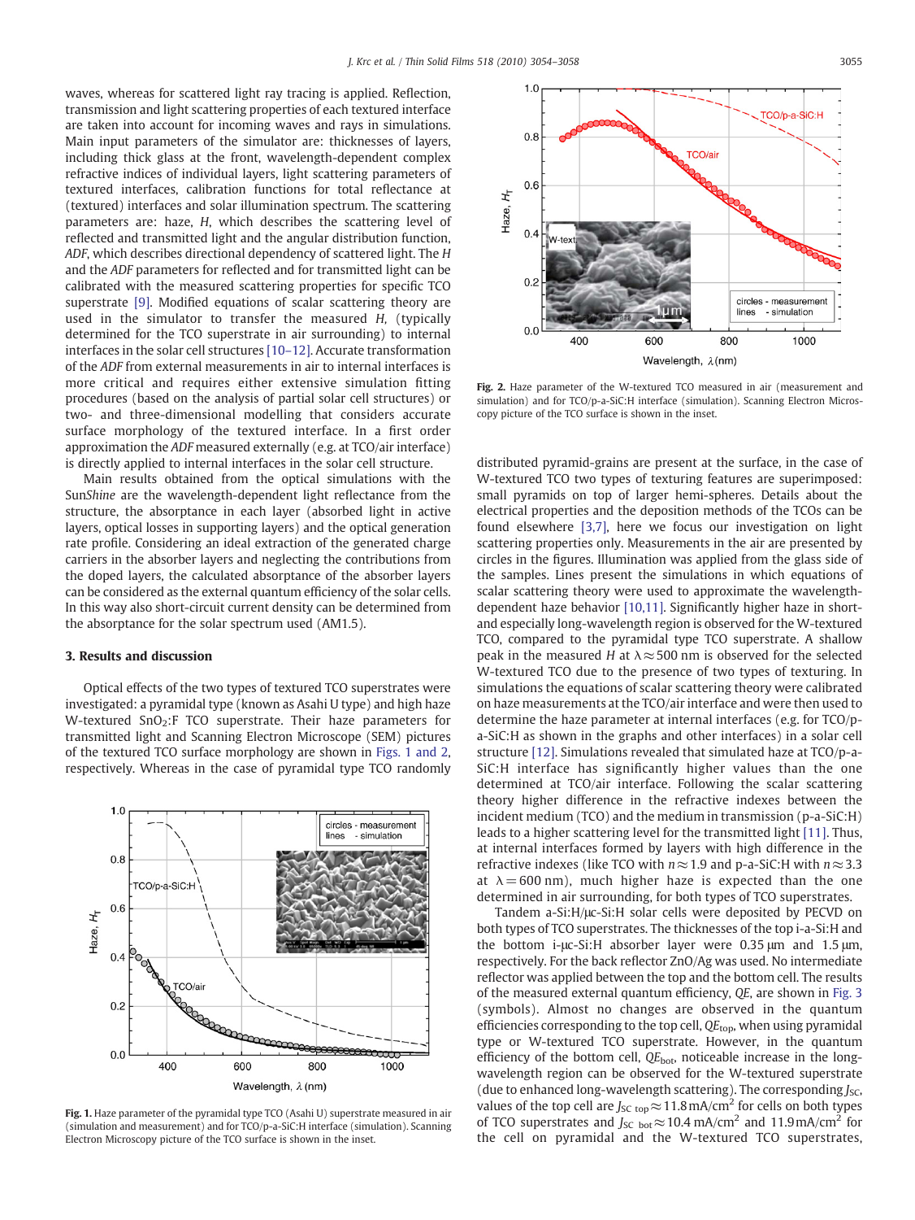waves, whereas for scattered light ray tracing is applied. Reflection, transmission and light scattering properties of each textured interface are taken into account for incoming waves and rays in simulations. Main input parameters of the simulator are: thicknesses of layers, including thick glass at the front, wavelength-dependent complex refractive indices of individual layers, light scattering parameters of textured interfaces, calibration functions for total reflectance at (textured) interfaces and solar illumination spectrum. The scattering parameters are: haze, *H*, which describes the scattering level of reflected and transmitted light and the angular distribution function, *ADF*, which describes directional dependency of scattered light. The *H* and the *ADF* parameters for reflected and for transmitted light can be calibrated with the measured scattering properties for specific TCO superstrate [9]. Modified equations of scalar scattering theory are used in the simulator to transfer the measured *H*, (typically determined for the TCO superstrate in air surrounding) to internal interfaces in the solar cell structures [10–12]. Accurate transformation of the *ADF* from external measurements in air to internal interfaces is more critical and requires either extensive simulation fitting procedures (based on the analysis of partial solar cell structures) or two- and three-dimensional modelling that considers accurate surface morphology of the textured interface. In a first order approximation the *ADF* measured externally (e.g. at TCO/air interface) is directly applied to internal interfaces in the solar cell structure.

Main results obtained from the optical simulations with the Sun*Shine* are the wavelength-dependent light reflectance from the structure, the absorptance in each layer (absorbed light in active layers, optical losses in supporting layers) and the optical generation rate profile. Considering an ideal extraction of the generated charge carriers in the absorber layers and neglecting the contributions from the doped layers, the calculated absorptance of the absorber layers can be considered as the external quantum efficiency of the solar cells. In this way also short-circuit current density can be determined from the absorptance for the solar spectrum used (AM1.5).

## 3. Results and discussion

Optical effects of the two types of textured TCO superstrates were investigated: a pyramidal type (known as Asahi U type) and high haze W-textured $SnO_2$:F TCO superstrate. Their haze parameters for transmitted light and Scanning Electron Microscope (SEM) pictures of the textured TCO surface morphology are shown in Figs. 1 and 2, respectively. Whereas in the case of pyramidal type TCO randomly distributed pyramid-grains are present at the surface, in the case of W-textured TCO two types of texturing features are superimposed: small pyramids on top of larger hemi-spheres. Details about the electrical properties and the deposition methods of the TCOs can be found elsewhere [3,7], here we focus our investigation on light scattering properties only. Measurements in the air are presented by circles in the figures. Illumination was applied from the glass side of the samples. Lines present the simulations in which equations of scalar scattering theory were used to approximate the wavelength-dependent haze behavior [10,11]. Significantly higher haze in short- and especially long-wavelength region is observed for the W-textured TCO, compared to the pyramidal type TCO superstrate. A shallow peak in the measured *H* at $\lambda \approx 500$ nm is observed for the selected W-textured TCO due to the presence of two types of texturing. In simulations the equations of scalar scattering theory were calibrated on haze measurements at the TCO/air interface and were then used to determine the haze parameter at internal interfaces (e.g. for TCO/p-a-SiC:H as shown in the graphs and other interfaces) in a solar cell structure [12]. Simulations revealed that simulated haze at TCO/p-a-SiC:H interface has significantly higher values than the one determined at TCO/air interface. Following the scalar scattering theory higher difference in the refractive indexes between the incident medium (TCO) and the medium in transmission (p-a-SiC:H) leads to a higher scattering level for the transmitted light [11]. Thus, at internal interfaces formed by layers with high difference in the refractive indexes (like TCO with $n \approx 1.9$ and p-a-SiC:H with $n \approx 3.3$ at $\lambda = 600$ nm), much higher haze is expected than the one determined in air surrounding, for both types of TCO superstrates.

Fig. 1. Haze parameter of the pyramidal type TCO (Asahi U) superstrate measured in air (simulation and measurement) and for TCO/p-a-SiC:H interface (simulation). Scanning Electron Microscopy picture of the TCO surface is shown in the inset.

Fig. 2. Haze parameter of the W-textured TCO measured in air (measurement and simulation) and for TCO/p-a-SiC:H interface (simulation). Scanning Electron Microscopy picture of the TCO surface is shown in the inset.

Tandem a-Si:H/μc-Si:H solar cells were deposited by PECVD on both types of TCO superstrates. The thicknesses of the top i-a-Si:H and the bottom i-μc-Si:H absorber layer were 0.35 μm and 1.5 μm, respectively. For the back reflector ZnO/Ag was used. No intermediate reflector was applied between the top and the bottom cell. The results of the measured external quantum efficiency, *QE*, are shown in Fig. 3 (symbols). Almost no changes are observed in the quantum efficiencies corresponding to the top cell, $QE_{top}$, when using pyramidal type or W-textured TCO superstrate. However, in the quantum efficiency of the bottom cell, $QE_{bot}$, noticeable increase in the long-wavelength region can be observed for the W-textured superstrate (due to enhanced long-wavelength scattering). The corresponding $J_{SC}$, values of the top cell are $J_{SC\ top} \approx 11.8\,\text{mA/cm}^2$ for cells on both types of TCO superstrates and $J_{SC\ bot} \approx 10.4\,\text{mA/cm}^2$ and $11.9\,\text{mA/cm}^2$ for the cell on pyramidal and the W-textured TCO superstrates,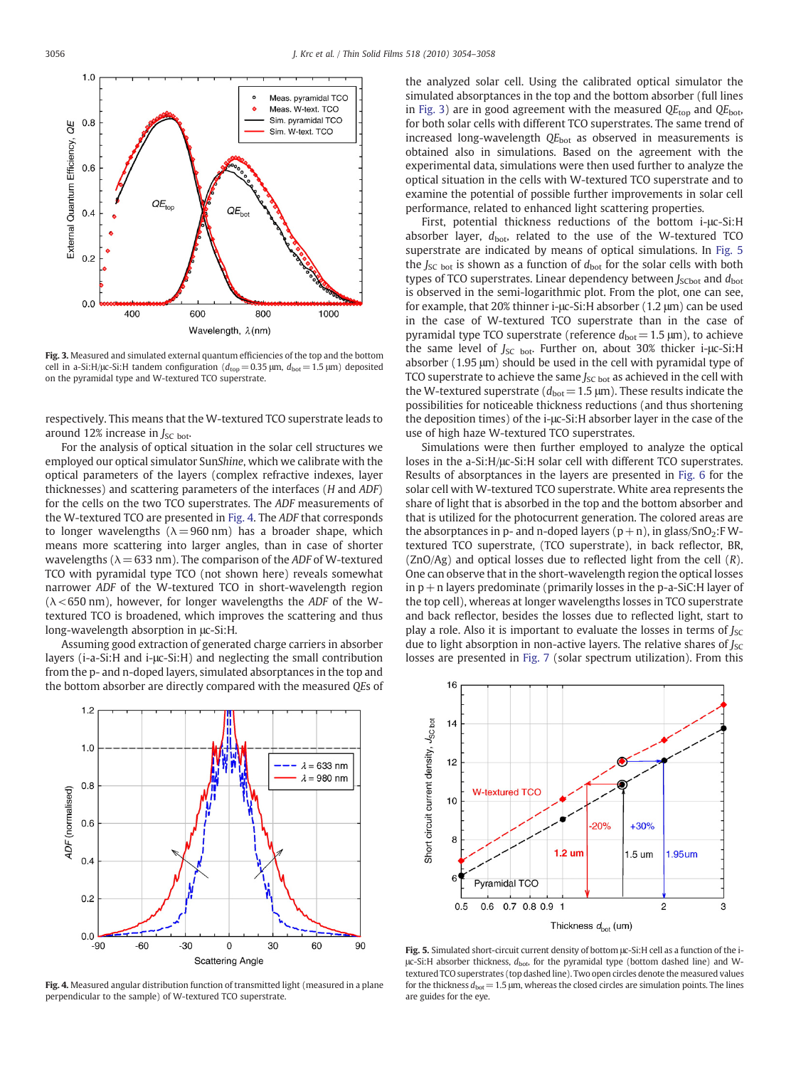Fig. 3. Measured and simulated external quantum efficiencies of the top and the bottom cell in a-Si:H/μc-Si:H tandem configuration ($d_{top}$ = 0.35 μm, $d_{bot}$ = 1.5 μm) deposited on the pyramidal type and W-textured TCO superstrate.

respectively. This means that the W-textured TCO superstrate leads to around 12% increase in $J_{SC\ bot}$.

For the analysis of optical situation in the solar cell structures we employed our optical simulator Sun*Shine*, which we calibrate with the optical parameters of the layers (complex refractive indexes, layer thicknesses) and scattering parameters of the interfaces (*H* and *ADF*) for the cells on the two TCO superstrates. The *ADF* measurements of the W-textured TCO are presented in Fig. 4. The *ADF* that corresponds to longer wavelengths (λ = 960 nm) has a broader shape, which means more scattering into larger angles, than in case of shorter wavelengths (λ = 633 nm). The comparison of the *ADF* of W-textured TCO with pyramidal type TCO (not shown here) reveals somewhat narrower *ADF* of the W-textured TCO in short-wavelength region (λ < 650 nm), however, for longer wavelengths the *ADF* of W-textured TCO is broadened, which improves the scattering and thus long-wavelength absorption in μc-Si:H.

Assuming good extraction of generated charge carriers in absorber layers (i-a-Si:H and i-μc-Si:H) and neglecting the small contribution from the p- and n-doped layers, simulated absorptances in the top and the bottom absorber are directly compared with the measured *QE*s of the analyzed solar cell. Using the calibrated optical simulator the simulated absorptances in the top and the bottom absorber (full lines in Fig. 3) are in good agreement with the measured $QE_{top}$ and $QE_{bot}$, for both solar cells with different TCO superstrates. The same trend of increased long-wavelength $QE_{bot}$ as observed in measurements is obtained also in simulations. Based on the agreement with the experimental data, simulations were then used further to analyze the optical situation in the cells with W-textured TCO superstrate and to examine the potential of possible further improvements in solar cell performance, related to enhanced light scattering properties.

First, potential thickness reductions of the bottom i-μc-Si:H absorber layer, $d_{bot}$, related to the use of the W-textured TCO superstrate are indicated by means of optical simulations. In Fig. 5 the $J_{SC\ bot}$ is shown as a function of $d_{bot}$ for the solar cells with both types of TCO superstrates. Linear dependency between $J_{SCbot}$ and $d_{bot}$ is observed in the semi-logarithmic plot. From the plot, one can see, for example, that 20% thinner i-μc-Si:H absorber (1.2 μm) can be used in the case of W-textured TCO superstrate than in the case of pyramidal type TCO superstrate (reference $d_{bot}$ = 1.5 μm), to achieve the same level of $J_{SC\ bot}$. Further on, about 30% thicker i-μc-Si:H absorber (1.95 μm) should be used in the cell with pyramidal type of TCO superstrate to achieve the same $J_{SC\ bot}$ as achieved in the cell with the W-textured superstrate ($d_{bot}$ = 1.5 μm). These results indicate the possibilities for noticeable thickness reductions (and thus shortening the deposition times) of the i-μc-Si:H absorber layer in the case of the use of high haze W-textured TCO superstrates.

Simulations were then further employed to analyze the optical loses in the a-Si:H/μc-Si:H solar cell with different TCO superstrates. Results of absorptances in the layers are presented in Fig. 6 for the solar cell with W-textured TCO superstrate. White area represents the share of light that is absorbed in the top and the bottom absorber and that is utilized for the photocurrent generation. The colored areas are the absorptances in p- and n-doped layers (p + n), in glass/$SnO_2$:F W-textured TCO superstrate, (TCO superstrate), in back reflector, BR, (ZnO/Ag) and optical losses due to reflected light from the cell (*R*). One can observe that in the short-wavelength region the optical losses in p + n layers predominate (primarily losses in the p-a-SiC:H layer of the top cell), whereas at longer wavelengths losses in TCO superstrate and back reflector, besides the losses due to reflected light, start to play a role. Also it is important to evaluate the losses in terms of $J_{SC}$ due to light absorption in non-active layers. The relative shares of $J_{SC}$ losses are presented in Fig. 7 (solar spectrum utilization). From this

Fig. 4. Measured angular distribution function of transmitted light (measured in a plane perpendicular to the sample) of W-textured TCO superstrate.

Fig. 5. Simulated short-circuit current density of bottom μc-Si:H cell as a function of the i-μc-Si:H absorber thickness, $d_{bot}$, for the pyramidal type (bottom dashed line) and W-textured TCO superstrates (top dashed line). Two open circles denote the measured values for the thickness $d_{bot}$ = 1.5 μm, whereas the closed circles are simulation points. The lines are guides for the eye.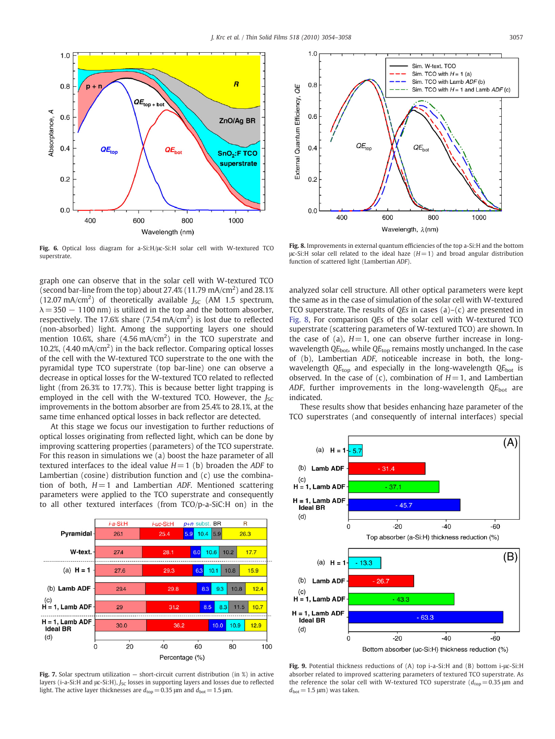**Fig. 6.** Optical loss diagram for a-Si:H/μc-Si:H solar cell with W-textured TCO superstrate.

**Fig. 8.** Improvements in external quantum efficiencies of the top a-Si:H and the bottom μc-Si:H solar cell related to the ideal haze ($H$ = 1) and broad angular distribution function of scattered light (Lambertian *ADF*).

graph one can observe that in the solar cell with W-textured TCO (second bar-line from the top) about 27.4% (11.79 mA/cm$^2$) and 28.1% (12.07 mA/cm$^2$) of theoretically available $J_{SC}$ (AM 1.5 spectrum, $\lambda = 350 - 1100$ nm) is utilized in the top and the bottom absorber, respectively. The 17.6% share (7.54 mA/cm$^2$) is lost due to reflected (non-absorbed) light. Among the supporting layers one should mention 10.6%, share (4.56 mA/cm$^2$) in the TCO superstrate and 10.2%, (4.40 mA/cm$^2$) in the back reflector. Comparing optical losses of the cell with the W-textured TCO superstrate to the one with the pyramidal type TCO superstrate (top bar-line) one can observe a decrease in optical losses for the W-textured TCO related to reflected light (from 26.3% to 17.7%). This is because better light trapping is employed in the cell with the W-textured TCO. However, the $J_{SC}$ improvements in the bottom absorber are from 25.4% to 28.1%, at the same time enhanced optical losses in back reflector are detected.

At this stage we focus our investigation to further reductions of optical losses originating from reflected light, which can be done by improving scattering properties (parameters) of the TCO superstrate. For this reason in simulations we (a) boost the haze parameter of all textured interfaces to the ideal value $H = 1$ (b) broaden the *ADF* to Lambertian (cosine) distribution function and (c) use the combination of both, $H = 1$ and Lambertian *ADF*. Mentioned scattering parameters were applied to the TCO superstrate and consequently to all other textured interfaces (from TCO/p-a-SiC:H on) in the analyzed solar cell structure. All other optical parameters were kept the same as in the case of simulation of the solar cell with W-textured TCO superstrate. The results of *QEs* in cases (a)–(c) are presented in Fig. 8. For comparison *QEs* of the solar cell with W-textured TCO superstrate (scattering parameters of W-textured TCO) are shown. In the case of (a), $H = 1$, one can observe further increase in long-wavelength $QE_{bot}$, while $QE_{top}$ remains mostly unchanged. In the case of (b), Lambertian *ADF*, noticeable increase in both, the long-wavelength $QE_{top}$ and especially in the long-wavelength $QE_{bot}$ is observed. In the case of (c), combination of $H = 1$, and Lambertian *ADF*, further improvements in the long-wavelength $QE_{bot}$ are indicated.

These results show that besides enhancing haze parameter of the TCO superstrates (and consequently of internal interfaces) special

**Fig. 7.** Solar spectrum utilization — short-circuit current distribution (in %) in active layers (i-a-Si:H and μc-Si:H), $J_{SC}$ losses in supporting layers and losses due to reflected light. The active layer thicknesses are $d_{top} = 0.35$ μm and $d_{bot} = 1.5$ μm.

**Fig. 9.** Potential thickness reductions of (A) top i-a-Si:H and (B) bottom i-μc-Si:H absorber related to improved scattering parameters of textured TCO superstrate. As the reference the solar cell with W-textured TCO superstrate ($d_{top} = 0.35$ μm and $d_{bot} = 1.5$ μm) was taken.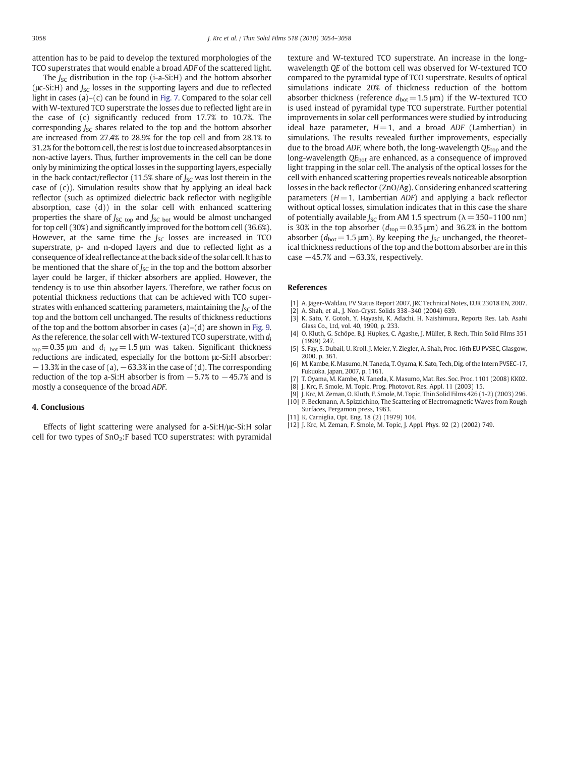attention has to be paid to develop the textured morphologies of the TCO superstrates that would enable a broad *ADF* of the scattered light.

The $J_{SC}$ distribution in the top (i-a-Si:H) and the bottom absorber (μc-Si:H) and $J_{SC}$ losses in the supporting layers and due to reflected light in cases (a)–(c) can be found in Fig. 7. Compared to the solar cell with W-textured TCO superstrate the losses due to reflected light are in the case of (c) significantly reduced from 17.7% to 10.7%. The corresponding $J_{SC}$ shares related to the top and the bottom absorber are increased from 27.4% to 28.9% for the top cell and from 28.1% to 31.2% for the bottom cell, the rest is lost due to increased absorptances in non-active layers. Thus, further improvements in the cell can be done only by minimizing the optical losses in the supporting layers, especially in the back contact/reflector (11.5% share of $J_{SC}$ was lost therein in the case of (c)). Simulation results show that by applying an ideal back reflector (such as optimized dielectric back reflector with negligible absorption, case (d)) in the solar cell with enhanced scattering properties the share of $J_{SC\ top}$ and $J_{SC\ bot}$ would be almost unchanged for top cell (30%) and significantly improved for the bottom cell (36.6%). However, at the same time the $J_{SC}$ losses are increased in TCO superstrate, p- and n-doped layers and due to reflected light as a consequence of ideal reflectance at the back side of the solar cell. It has to be mentioned that the share of $J_{SC}$ in the top and the bottom absorber layer could be larger, if thicker absorbers are applied. However, the tendency is to use thin absorber layers. Therefore, we rather focus on potential thickness reductions that can be achieved with TCO superstrates with enhanced scattering parameters, maintaining the $J_{SC}$ of the top and the bottom cell unchanged. The results of thickness reductions of the top and the bottom absorber in cases (a)–(d) are shown in Fig. 9. As the reference, the solar cell with W-textured TCO superstrate, with $d_{i\ top} = 0.35$ μm and $d_{i\ bot} = 1.5$ μm was taken. Significant thickness reductions are indicated, especially for the bottom μc-Si:H absorber: −13.3% in the case of (a), −63.3% in the case of (d). The corresponding reduction of the top a-Si:H absorber is from −5.7% to −45.7% and is mostly a consequence of the broad *ADF*.

## 4. Conclusions

Effects of light scattering were analysed for a-Si:H/μc-Si:H solar cell for two types of $SnO_2$:F based TCO superstrates: with pyramidal texture and W-textured TCO superstrate. An increase in the long-wavelength *QE* of the bottom cell was observed for W-textured TCO compared to the pyramidal type of TCO superstrate. Results of optical simulations indicate 20% of thickness reduction of the bottom absorber thickness (reference $d_{bot} = 1.5$ μm) if the W-textured TCO is used instead of pyramidal type TCO superstrate. Further potential improvements in solar cell performances were studied by introducing ideal haze parameter, $H = 1$, and a broad *ADF* (Lambertian) in simulations. The results revealed further improvements, especially due to the broad *ADF*, where both, the long-wavelength $QE_{top}$ and the long-wavelength $QE_{bot}$ are enhanced, as a consequence of improved light trapping in the solar cell. The analysis of the optical losses for the cell with enhanced scattering properties reveals noticeable absorption losses in the back reflector (ZnO/Ag). Considering enhanced scattering parameters ($H = 1$, Lambertian *ADF*) and applying a back reflector without optical losses, simulation indicates that in this case the share of potentially available $J_{SC}$ from AM 1.5 spectrum ($\lambda = 350$–$1100$ nm) is 30% in the top absorber ($d_{top} = 0.35$ μm) and 36.2% in the bottom absorber ($d_{bot} = 1.5$ μm). By keeping the $J_{SC}$ unchanged, the theoretical thickness reductions of the top and the bottom absorber are in this case −45.7% and −63.3%, respectively.

## References

[1] A. Jäger-Waldau, PV Status Report 2007, JRC Technical Notes, EUR 23018 EN, 2007.
[2] A. Shah, et al., J. Non-Cryst. Solids 338–340 (2004) 639.
[3] K. Sato, Y. Gotoh, Y. Hayashi, K. Adachi, H. Naishimura, Reports Res. Lab. Asahi Glass Co., Ltd, vol. 40, 1990, p. 233.
[4] O. Kluth, G. Schöpe, B.J. Hüpkes, C. Agashe, J. Müller, B. Rech, Thin Solid Films 351 (1999) 247.
[5] S. Fay, S. Dubail, U. Kroll, J. Meier, Y. Ziegler, A. Shah, Proc. 16th EU PVSEC, Glasgow, 2000, p. 361.
[6] M. Kambe, K. Masumo, N. Taneda, T. Oyama, K. Sato, Tech, Dig. of the Intern PVSEC-17, Fukuoka, Japan, 2007, p. 1161.
[7] T. Oyama, M. Kambe, N. Taneda, K. Masumo, Mat. Res. Soc. Proc. 1101 (2008) KK02.
[8] J. Krc, F. Smole, M. Topic, Prog. Photovot. Res. Appl. 11 (2003) 15.
[9] J. Krc, M. Zeman, O. Kluth, F. Smole, M. Topic, Thin Solid Films 426 (1-2) (2003) 296.
[10] P. Beckmann, A. Spizzichino, The Scattering of Electromagnetic Waves from Rough Surfaces, Pergamon press, 1963.
[11] K. Carniglia, Opt. Eng. 18 (2) (1979) 104.
[12] J. Krc, M. Zeman, F. Smole, M. Topic, J. Appl. Phys. 92 (2) (2002) 749.